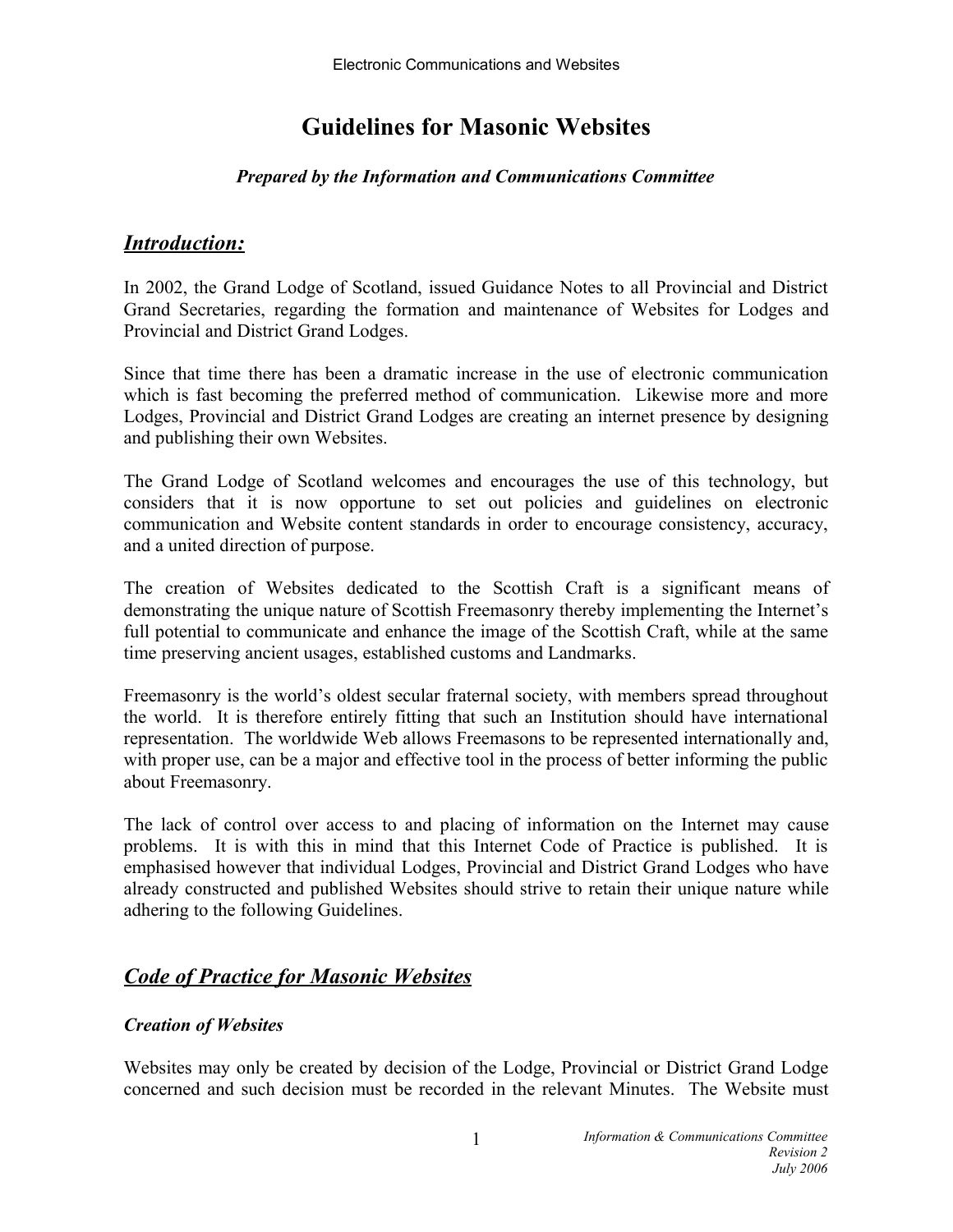# Guidelines for Masonic Websites

***Prepared by the Information and Communications Committee***

## ***Introduction:***

In 2002, the Grand Lodge of Scotland, issued Guidance Notes to all Provincial and District Grand Secretaries, regarding the formation and maintenance of Websites for Lodges and Provincial and District Grand Lodges.

Since that time there has been a dramatic increase in the use of electronic communication which is fast becoming the preferred method of communication. Likewise more and more Lodges, Provincial and District Grand Lodges are creating an internet presence by designing and publishing their own Websites.

The Grand Lodge of Scotland welcomes and encourages the use of this technology, but considers that it is now opportune to set out policies and guidelines on electronic communication and Website content standards in order to encourage consistency, accuracy, and a united direction of purpose.

The creation of Websites dedicated to the Scottish Craft is a significant means of demonstrating the unique nature of Scottish Freemasonry thereby implementing the Internet's full potential to communicate and enhance the image of the Scottish Craft, while at the same time preserving ancient usages, established customs and Landmarks.

Freemasonry is the world's oldest secular fraternal society, with members spread throughout the world. It is therefore entirely fitting that such an Institution should have international representation. The worldwide Web allows Freemasons to be represented internationally and, with proper use, can be a major and effective tool in the process of better informing the public about Freemasonry.

The lack of control over access to and placing of information on the Internet may cause problems. It is with this in mind that this Internet Code of Practice is published. It is emphasised however that individual Lodges, Provincial and District Grand Lodges who have already constructed and published Websites should strive to retain their unique nature while adhering to the following Guidelines.

## ***Code of Practice for Masonic Websites***

### ***Creation of Websites***

Websites may only be created by decision of the Lodge, Provincial or District Grand Lodge concerned and such decision must be recorded in the relevant Minutes. The Website must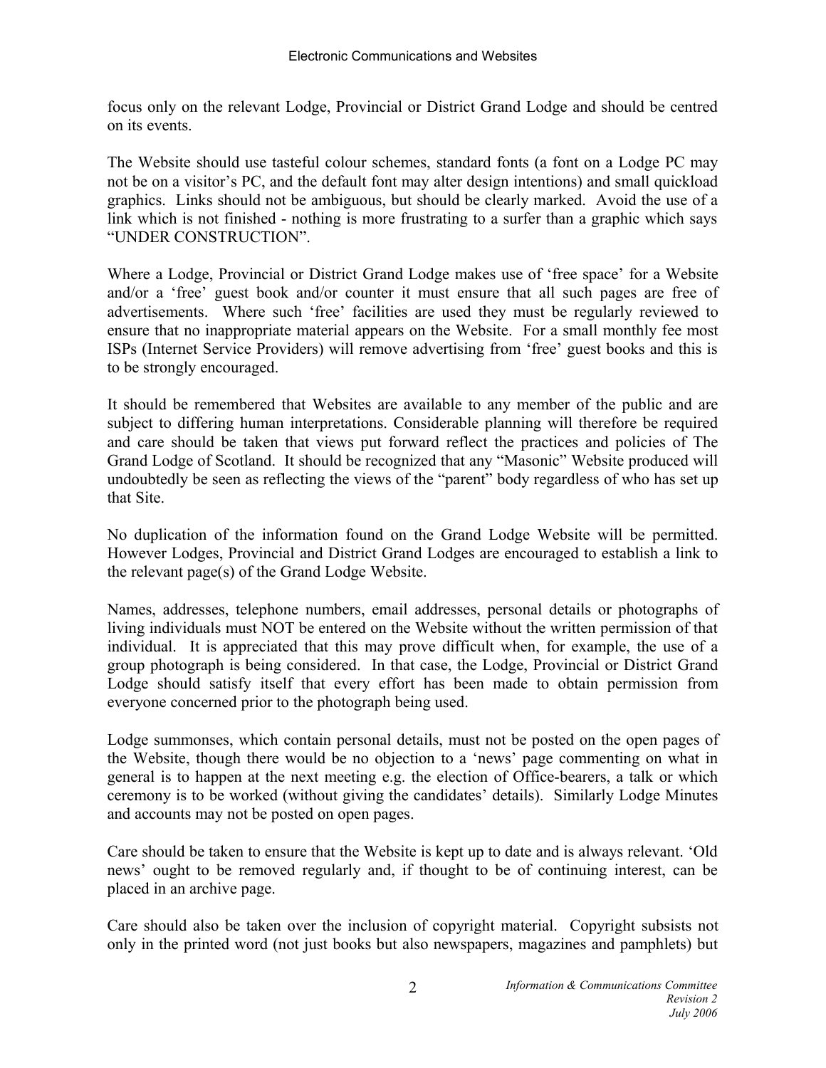focus only on the relevant Lodge, Provincial or District Grand Lodge and should be centred on its events.

The Website should use tasteful colour schemes, standard fonts (a font on a Lodge PC may not be on a visitor's PC, and the default font may alter design intentions) and small quickload graphics. Links should not be ambiguous, but should be clearly marked. Avoid the use of a link which is not finished - nothing is more frustrating to a surfer than a graphic which says "UNDER CONSTRUCTION".

Where a Lodge, Provincial or District Grand Lodge makes use of 'free space' for a Website and/or a 'free' guest book and/or counter it must ensure that all such pages are free of advertisements. Where such 'free' facilities are used they must be regularly reviewed to ensure that no inappropriate material appears on the Website. For a small monthly fee most ISPs (Internet Service Providers) will remove advertising from 'free' guest books and this is to be strongly encouraged.

It should be remembered that Websites are available to any member of the public and are subject to differing human interpretations. Considerable planning will therefore be required and care should be taken that views put forward reflect the practices and policies of The Grand Lodge of Scotland. It should be recognized that any "Masonic" Website produced will undoubtedly be seen as reflecting the views of the "parent" body regardless of who has set up that Site.

No duplication of the information found on the Grand Lodge Website will be permitted. However Lodges, Provincial and District Grand Lodges are encouraged to establish a link to the relevant page(s) of the Grand Lodge Website.

Names, addresses, telephone numbers, email addresses, personal details or photographs of living individuals must NOT be entered on the Website without the written permission of that individual. It is appreciated that this may prove difficult when, for example, the use of a group photograph is being considered. In that case, the Lodge, Provincial or District Grand Lodge should satisfy itself that every effort has been made to obtain permission from everyone concerned prior to the photograph being used.

Lodge summonses, which contain personal details, must not be posted on the open pages of the Website, though there would be no objection to a 'news' page commenting on what in general is to happen at the next meeting e.g. the election of Office-bearers, a talk or which ceremony is to be worked (without giving the candidates' details). Similarly Lodge Minutes and accounts may not be posted on open pages.

Care should be taken to ensure that the Website is kept up to date and is always relevant. 'Old news' ought to be removed regularly and, if thought to be of continuing interest, can be placed in an archive page.

Care should also be taken over the inclusion of copyright material. Copyright subsists not only in the printed word (not just books but also newspapers, magazines and pamphlets) but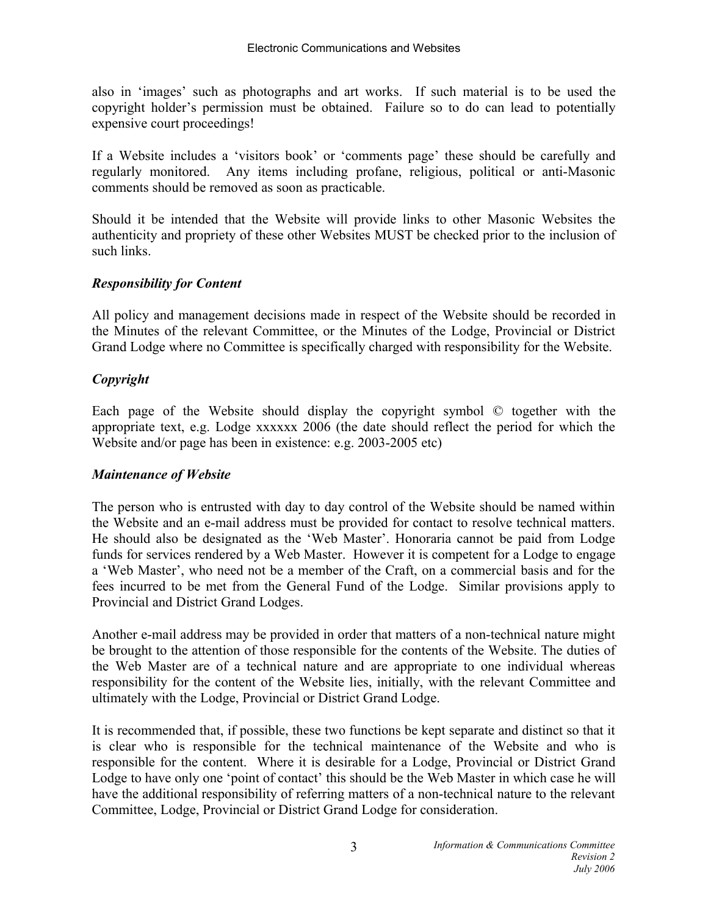also in 'images' such as photographs and art works. If such material is to be used the copyright holder's permission must be obtained. Failure so to do can lead to potentially expensive court proceedings!

If a Website includes a 'visitors book' or 'comments page' these should be carefully and regularly monitored. Any items including profane, religious, political or anti-Masonic comments should be removed as soon as practicable.

Should it be intended that the Website will provide links to other Masonic Websites the authenticity and propriety of these other Websites MUST be checked prior to the inclusion of such links.

### *Responsibility for Content*

All policy and management decisions made in respect of the Website should be recorded in the Minutes of the relevant Committee, or the Minutes of the Lodge, Provincial or District Grand Lodge where no Committee is specifically charged with responsibility for the Website.

### *Copyright*

Each page of the Website should display the copyright symbol © together with the appropriate text, e.g. Lodge xxxxxx 2006 (the date should reflect the period for which the Website and/or page has been in existence: e.g. 2003-2005 etc)

### *Maintenance of Website*

The person who is entrusted with day to day control of the Website should be named within the Website and an e-mail address must be provided for contact to resolve technical matters. He should also be designated as the 'Web Master'. Honoraria cannot be paid from Lodge funds for services rendered by a Web Master. However it is competent for a Lodge to engage a 'Web Master', who need not be a member of the Craft, on a commercial basis and for the fees incurred to be met from the General Fund of the Lodge. Similar provisions apply to Provincial and District Grand Lodges.

Another e-mail address may be provided in order that matters of a non-technical nature might be brought to the attention of those responsible for the contents of the Website. The duties of the Web Master are of a technical nature and are appropriate to one individual whereas responsibility for the content of the Website lies, initially, with the relevant Committee and ultimately with the Lodge, Provincial or District Grand Lodge.

It is recommended that, if possible, these two functions be kept separate and distinct so that it is clear who is responsible for the technical maintenance of the Website and who is responsible for the content. Where it is desirable for a Lodge, Provincial or District Grand Lodge to have only one 'point of contact' this should be the Web Master in which case he will have the additional responsibility of referring matters of a non-technical nature to the relevant Committee, Lodge, Provincial or District Grand Lodge for consideration.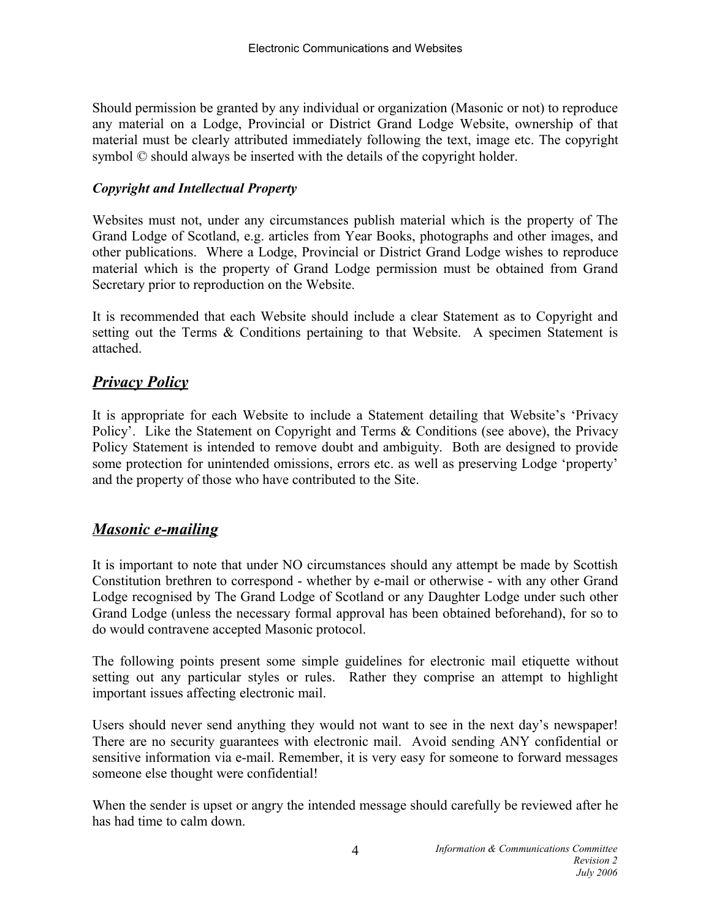Should permission be granted by any individual or organization (Masonic or not) to reproduce any material on a Lodge, Provincial or District Grand Lodge Website, ownership of that material must be clearly attributed immediately following the text, image etc. The copyright symbol © should always be inserted with the details of the copyright holder.

***Copyright and Intellectual Property***

Websites must not, under any circumstances publish material which is the property of The Grand Lodge of Scotland, e.g. articles from Year Books, photographs and other images, and other publications. Where a Lodge, Provincial or District Grand Lodge wishes to reproduce material which is the property of Grand Lodge permission must be obtained from Grand Secretary prior to reproduction on the Website.

It is recommended that each Website should include a clear Statement as to Copyright and setting out the Terms & Conditions pertaining to that Website. A specimen Statement is attached.

## *Privacy Policy*

It is appropriate for each Website to include a Statement detailing that Website's 'Privacy Policy'. Like the Statement on Copyright and Terms & Conditions (see above), the Privacy Policy Statement is intended to remove doubt and ambiguity. Both are designed to provide some protection for unintended omissions, errors etc. as well as preserving Lodge 'property' and the property of those who have contributed to the Site.

## *Masonic e-mailing*

It is important to note that under NO circumstances should any attempt be made by Scottish Constitution brethren to correspond - whether by e-mail or otherwise - with any other Grand Lodge recognised by The Grand Lodge of Scotland or any Daughter Lodge under such other Grand Lodge (unless the necessary formal approval has been obtained beforehand), for so to do would contravene accepted Masonic protocol.

The following points present some simple guidelines for electronic mail etiquette without setting out any particular styles or rules. Rather they comprise an attempt to highlight important issues affecting electronic mail.

Users should never send anything they would not want to see in the next day's newspaper! There are no security guarantees with electronic mail. Avoid sending ANY confidential or sensitive information via e-mail. Remember, it is very easy for someone to forward messages someone else thought were confidential!

When the sender is upset or angry the intended message should carefully be reviewed after he has had time to calm down.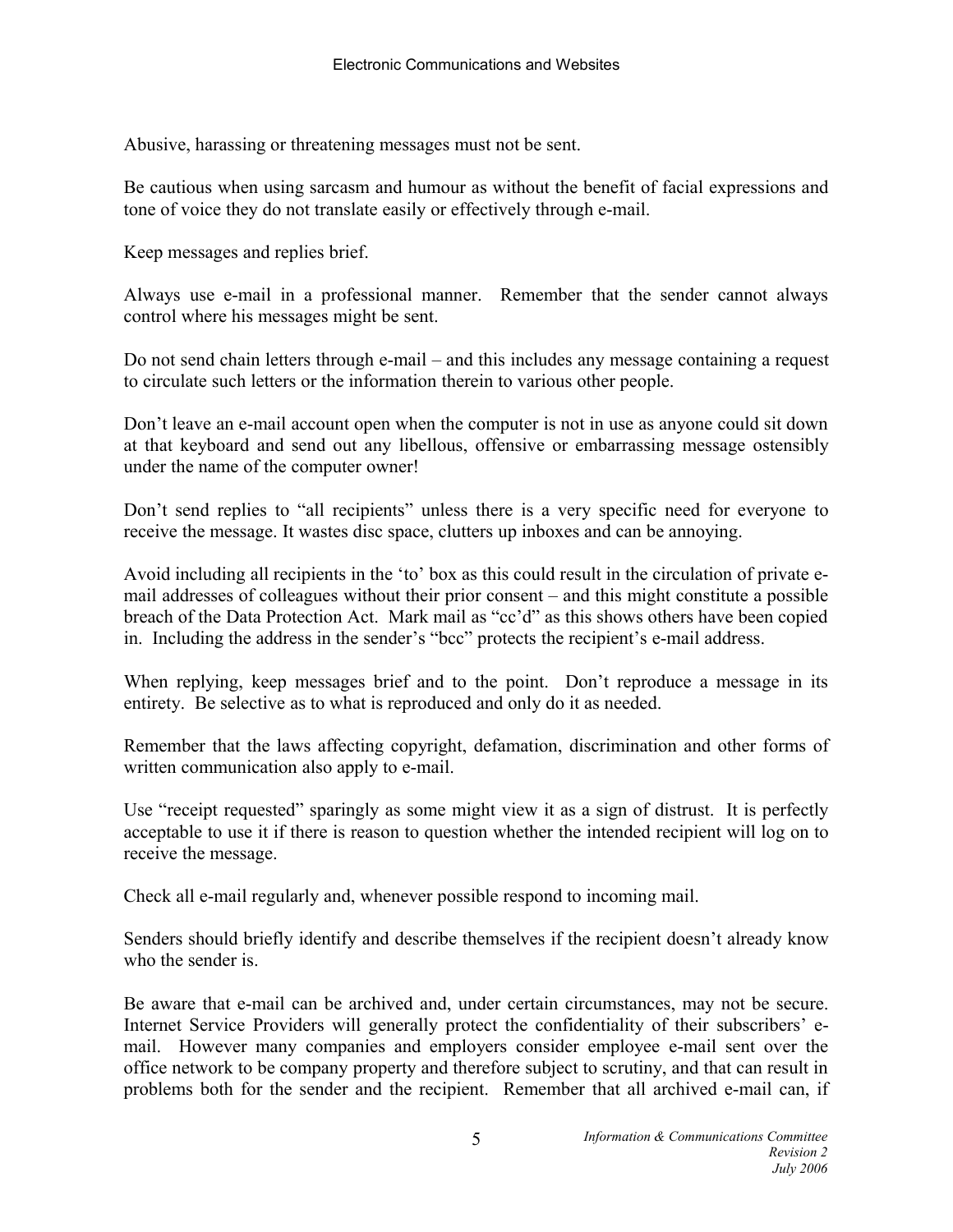Abusive, harassing or threatening messages must not be sent.

Be cautious when using sarcasm and humour as without the benefit of facial expressions and tone of voice they do not translate easily or effectively through e-mail.

Keep messages and replies brief.

Always use e-mail in a professional manner. Remember that the sender cannot always control where his messages might be sent.

Do not send chain letters through e-mail – and this includes any message containing a request to circulate such letters or the information therein to various other people.

Don't leave an e-mail account open when the computer is not in use as anyone could sit down at that keyboard and send out any libellous, offensive or embarrassing message ostensibly under the name of the computer owner!

Don't send replies to "all recipients" unless there is a very specific need for everyone to receive the message. It wastes disc space, clutters up inboxes and can be annoying.

Avoid including all recipients in the 'to' box as this could result in the circulation of private e-mail addresses of colleagues without their prior consent – and this might constitute a possible breach of the Data Protection Act. Mark mail as "cc'd" as this shows others have been copied in. Including the address in the sender's "bcc" protects the recipient's e-mail address.

When replying, keep messages brief and to the point. Don't reproduce a message in its entirety. Be selective as to what is reproduced and only do it as needed.

Remember that the laws affecting copyright, defamation, discrimination and other forms of written communication also apply to e-mail.

Use "receipt requested" sparingly as some might view it as a sign of distrust. It is perfectly acceptable to use it if there is reason to question whether the intended recipient will log on to receive the message.

Check all e-mail regularly and, whenever possible respond to incoming mail.

Senders should briefly identify and describe themselves if the recipient doesn't already know who the sender is.

Be aware that e-mail can be archived and, under certain circumstances, may not be secure. Internet Service Providers will generally protect the confidentiality of their subscribers' e-mail. However many companies and employers consider employee e-mail sent over the office network to be company property and therefore subject to scrutiny, and that can result in problems both for the sender and the recipient. Remember that all archived e-mail can, if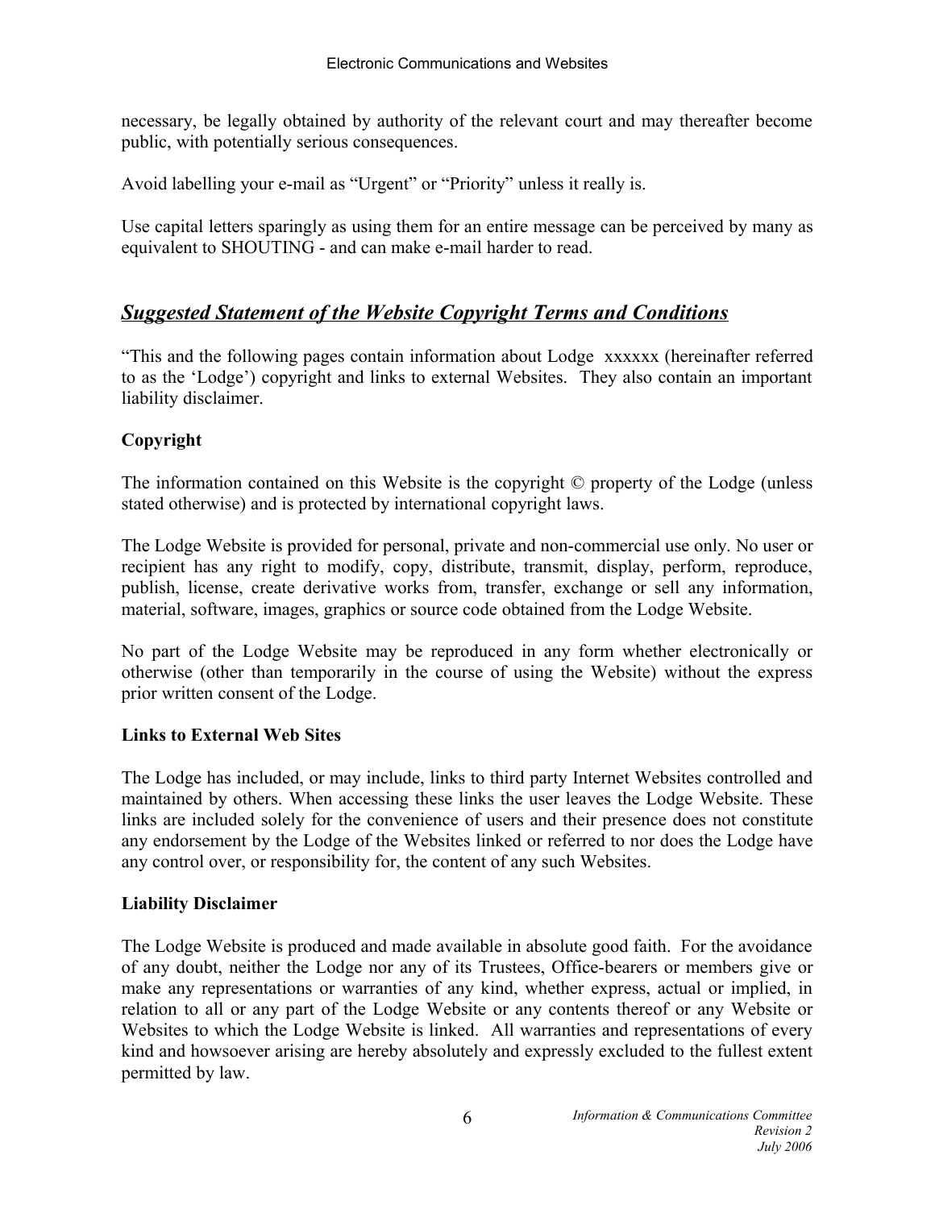necessary, be legally obtained by authority of the relevant court and may thereafter become public, with potentially serious consequences.

Avoid labelling your e-mail as "Urgent" or "Priority" unless it really is.

Use capital letters sparingly as using them for an entire message can be perceived by many as equivalent to SHOUTING - and can make e-mail harder to read.

## ***Suggested Statement of the Website Copyright Terms and Conditions***

"This and the following pages contain information about Lodge xxxxxx (hereinafter referred to as the 'Lodge') copyright and links to external Websites. They also contain an important liability disclaimer.

### Copyright

The information contained on this Website is the copyright © property of the Lodge (unless stated otherwise) and is protected by international copyright laws.

The Lodge Website is provided for personal, private and non-commercial use only. No user or recipient has any right to modify, copy, distribute, transmit, display, perform, reproduce, publish, license, create derivative works from, transfer, exchange or sell any information, material, software, images, graphics or source code obtained from the Lodge Website.

No part of the Lodge Website may be reproduced in any form whether electronically or otherwise (other than temporarily in the course of using the Website) without the express prior written consent of the Lodge.

### Links to External Web Sites

The Lodge has included, or may include, links to third party Internet Websites controlled and maintained by others. When accessing these links the user leaves the Lodge Website. These links are included solely for the convenience of users and their presence does not constitute any endorsement by the Lodge of the Websites linked or referred to nor does the Lodge have any control over, or responsibility for, the content of any such Websites.

### Liability Disclaimer

The Lodge Website is produced and made available in absolute good faith. For the avoidance of any doubt, neither the Lodge nor any of its Trustees, Office-bearers or members give or make any representations or warranties of any kind, whether express, actual or implied, in relation to all or any part of the Lodge Website or any contents thereof or any Website or Websites to which the Lodge Website is linked. All warranties and representations of every kind and howsoever arising are hereby absolutely and expressly excluded to the fullest extent permitted by law.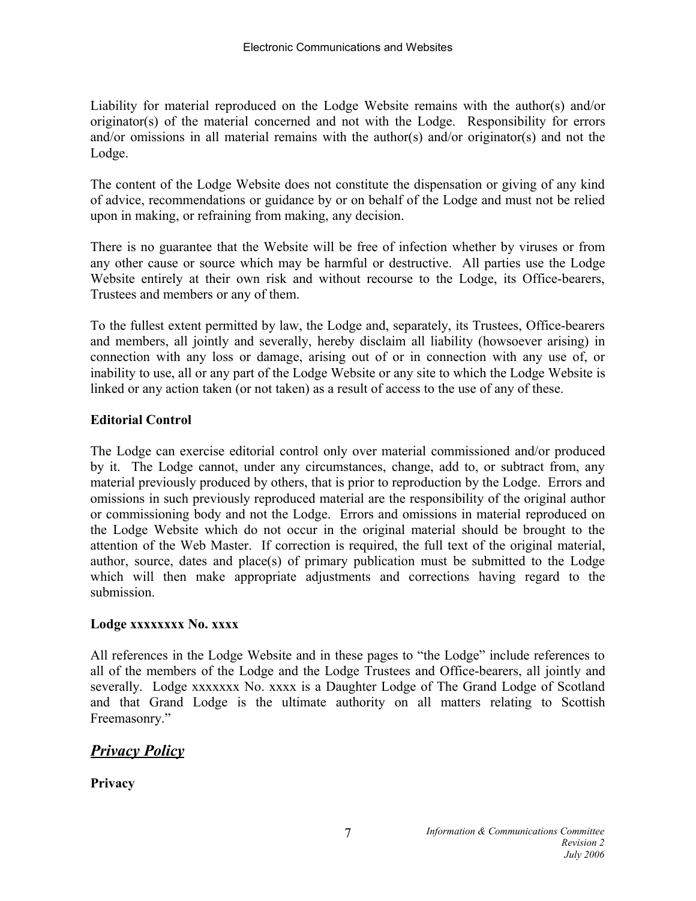Liability for material reproduced on the Lodge Website remains with the author(s) and/or originator(s) of the material concerned and not with the Lodge. Responsibility for errors and/or omissions in all material remains with the author(s) and/or originator(s) and not the Lodge.

The content of the Lodge Website does not constitute the dispensation or giving of any kind of advice, recommendations or guidance by or on behalf of the Lodge and must not be relied upon in making, or refraining from making, any decision.

There is no guarantee that the Website will be free of infection whether by viruses or from any other cause or source which may be harmful or destructive. All parties use the Lodge Website entirely at their own risk and without recourse to the Lodge, its Office-bearers, Trustees and members or any of them.

To the fullest extent permitted by law, the Lodge and, separately, its Trustees, Office-bearers and members, all jointly and severally, hereby disclaim all liability (howsoever arising) in connection with any loss or damage, arising out of or in connection with any use of, or inability to use, all or any part of the Lodge Website or any site to which the Lodge Website is linked or any action taken (or not taken) as a result of access to the use of any of these.

**Editorial Control**

The Lodge can exercise editorial control only over material commissioned and/or produced by it. The Lodge cannot, under any circumstances, change, add to, or subtract from, any material previously produced by others, that is prior to reproduction by the Lodge. Errors and omissions in such previously reproduced material are the responsibility of the original author or commissioning body and not the Lodge. Errors and omissions in material reproduced on the Lodge Website which do not occur in the original material should be brought to the attention of the Web Master. If correction is required, the full text of the original material, author, source, dates and place(s) of primary publication must be submitted to the Lodge which will then make appropriate adjustments and corrections having regard to the submission.

**Lodge xxxxxxxx No. xxxx**

All references in the Lodge Website and in these pages to "the Lodge" include references to all of the members of the Lodge and the Lodge Trustees and Office-bearers, all jointly and severally. Lodge xxxxxxx No. xxxx is a Daughter Lodge of The Grand Lodge of Scotland and that Grand Lodge is the ultimate authority on all matters relating to Scottish Freemasonry."

## ***Privacy Policy***

**Privacy**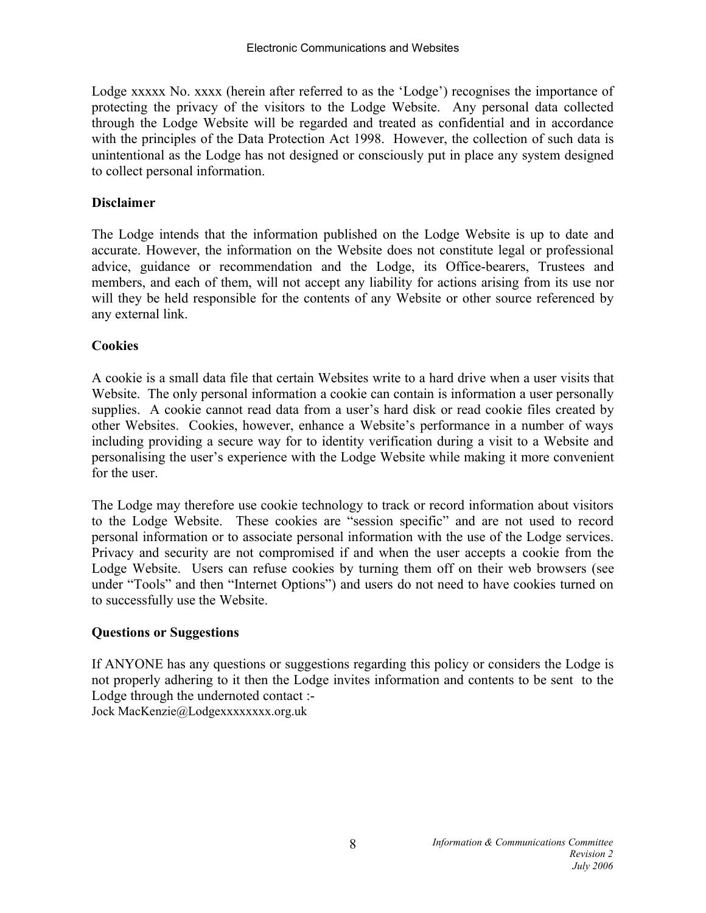Lodge xxxxx No. xxxx (herein after referred to as the 'Lodge') recognises the importance of protecting the privacy of the visitors to the Lodge Website. Any personal data collected through the Lodge Website will be regarded and treated as confidential and in accordance with the principles of the Data Protection Act 1998. However, the collection of such data is unintentional as the Lodge has not designed or consciously put in place any system designed to collect personal information.

**Disclaimer**

The Lodge intends that the information published on the Lodge Website is up to date and accurate. However, the information on the Website does not constitute legal or professional advice, guidance or recommendation and the Lodge, its Office-bearers, Trustees and members, and each of them, will not accept any liability for actions arising from its use nor will they be held responsible for the contents of any Website or other source referenced by any external link.

**Cookies**

A cookie is a small data file that certain Websites write to a hard drive when a user visits that Website. The only personal information a cookie can contain is information a user personally supplies. A cookie cannot read data from a user's hard disk or read cookie files created by other Websites. Cookies, however, enhance a Website's performance in a number of ways including providing a secure way for to identity verification during a visit to a Website and personalising the user's experience with the Lodge Website while making it more convenient for the user.

The Lodge may therefore use cookie technology to track or record information about visitors to the Lodge Website. These cookies are "session specific" and are not used to record personal information or to associate personal information with the use of the Lodge services. Privacy and security are not compromised if and when the user accepts a cookie from the Lodge Website. Users can refuse cookies by turning them off on their web browsers (see under "Tools" and then "Internet Options") and users do not need to have cookies turned on to successfully use the Website.

**Questions or Suggestions**

If ANYONE has any questions or suggestions regarding this policy or considers the Lodge is not properly adhering to it then the Lodge invites information and contents to be sent to the Lodge through the undernoted contact :-
Jock MacKenzie@Lodgexxxxxxxx.org.uk

*Information & Communications Committee*
*Revision 2*
*July 2006*